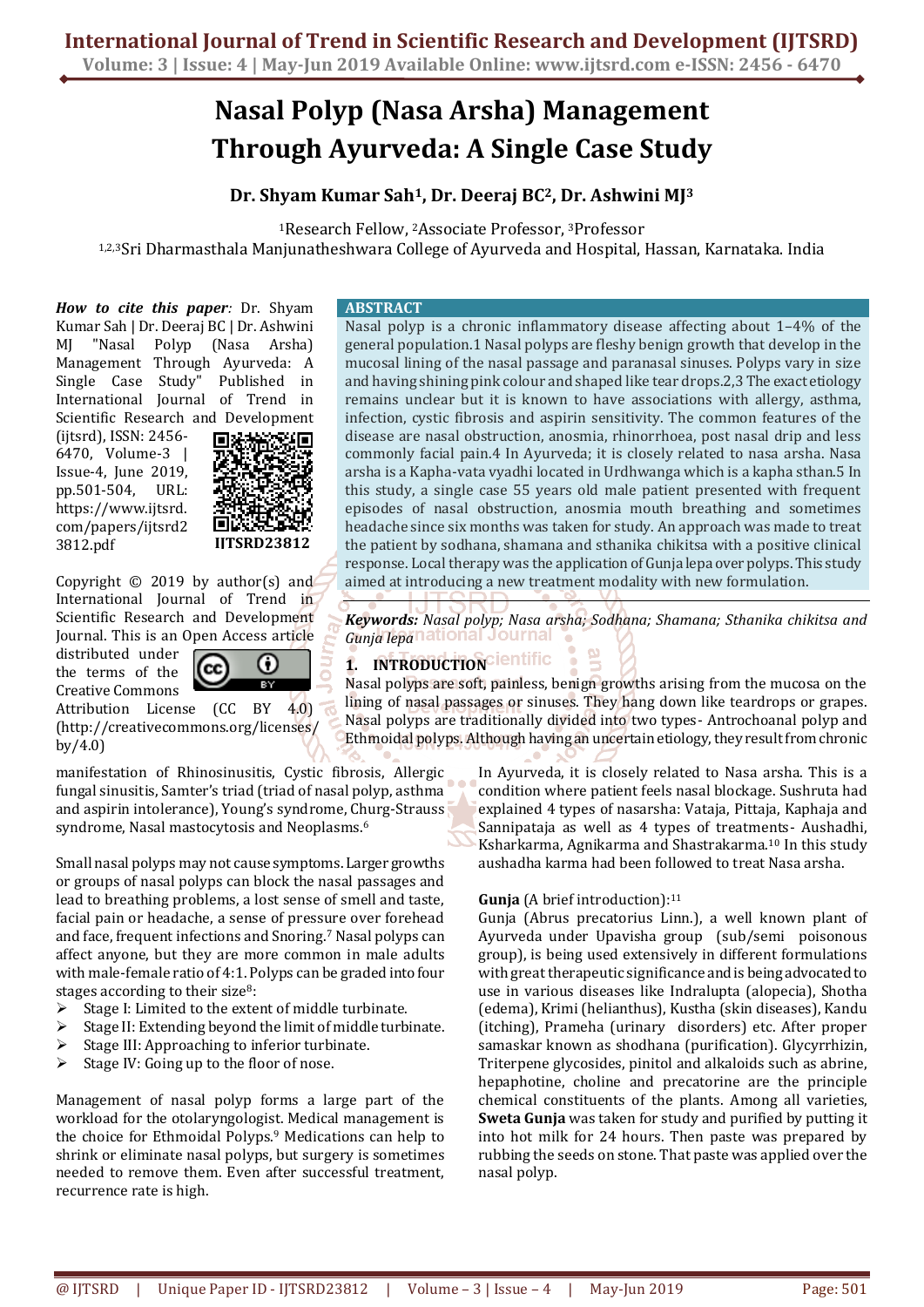# Nasal Polyp (Nasa Arsha) Management Through Ayurveda: A Single Case Study

**Dr. Shyam Kumar Sah[1], Dr. Deeraj BC[2], Dr. Ashwini MJ[3]**

[1]Research Fellow, [2]Associate Professor, [3]Professor

[1,2,3]Sri Dharmasthala Manjunatheshwara College of Ayurveda and Hospital, Hassan, Karnataka. India

***How to cite this paper:*** Dr. Shyam Kumar Sah | Dr. Deeraj BC | Dr. Ashwini MJ "Nasal Polyp (Nasa Arsha) Management Through Ayurveda: A Single Case Study" Published in International Journal of Trend in Scientific Research and Development (ijtsrd), ISSN: 2456-6470, Volume-3 | Issue-4, June 2019, pp.501-504, URL: https://www.ijtsrd.com/papers/ijtsrd23812.pdf

IJTSRD23812

Copyright © 2019 by author(s) and International Journal of Trend in Scientific Research and Development Journal. This is an Open Access article distributed under the terms of the Creative Commons Attribution License (CC BY 4.0) (http://creativecommons.org/licenses/by/4.0)

## ABSTRACT

Nasal polyp is a chronic inflammatory disease affecting about 1–4% of the general population.1 Nasal polyps are fleshy benign growth that develop in the mucosal lining of the nasal passage and paranasal sinuses. Polyps vary in size and having shining pink colour and shaped like tear drops.2,3 The exact etiology remains unclear but it is known to have associations with allergy, asthma, infection, cystic fibrosis and aspirin sensitivity. The common features of the disease are nasal obstruction, anosmia, rhinorrhoea, post nasal drip and less commonly facial pain.4 In Ayurveda; it is closely related to nasa arsha. Nasa arsha is a Kapha-vata vyadhi located in Urdhwanga which is a kapha sthan.5 In this study, a single case 55 years old male patient presented with frequent episodes of nasal obstruction, anosmia mouth breathing and sometimes headache since six months was taken for study. An approach was made to treat the patient by sodhana, shamana and sthanika chikitsa with a positive clinical response. Local therapy was the application of Gunja lepa over polyps. This study aimed at introducing a new treatment modality with new formulation.

***Keywords:*** *Nasal polyp; Nasa arsha; Sodhana; Shamana; Sthanika chikitsa and Gunja lepa*

## 1. INTRODUCTION

Nasal polyps are soft, painless, benign growths arising from the mucosa on the lining of nasal passages or sinuses. They hang down like teardrops or grapes. Nasal polyps are traditionally divided into two types- Antrochoanal polyp and Ethmoidal polyps. Although having an uncertain etiology, they result from chronic manifestation of Rhinosinusitis, Cystic fibrosis, Allergic fungal sinusitis, Samter's triad (triad of nasal polyp, asthma and aspirin intolerance), Young's syndrome, Churg-Strauss syndrome, Nasal mastocytosis and Neoplasms.[6]

Small nasal polyps may not cause symptoms. Larger growths or groups of nasal polyps can block the nasal passages and lead to breathing problems, a lost sense of smell and taste, facial pain or headache, a sense of pressure over forehead and face, frequent infections and Snoring.[7] Nasal polyps can affect anyone, but they are more common in male adults with male-female ratio of 4:1. Polyps can be graded into four stages according to their size[8]:

- Stage I: Limited to the extent of middle turbinate.
- Stage II: Extending beyond the limit of middle turbinate.
- Stage III: Approaching to inferior turbinate.
- Stage IV: Going up to the floor of nose.

Management of nasal polyp forms a large part of the workload for the otolaryngologist. Medical management is the choice for Ethmoidal Polyps.[9] Medications can help to shrink or eliminate nasal polyps, but surgery is sometimes needed to remove them. Even after successful treatment, recurrence rate is high.

In Ayurveda, it is closely related to Nasa arsha. This is a condition where patient feels nasal blockage. Sushruta had explained 4 types of nasarsha: Vataja, Pittaja, Kaphaja and Sannipataja as well as 4 types of treatments- Aushadhi, Ksharkarma, Agnikarma and Shastrakarma.[10] In this study aushadha karma had been followed to treat Nasa arsha.

**Gunja** (A brief introduction):[11]

Gunja (Abrus precatorius Linn.), a well known plant of Ayurveda under Upavisha group (sub/semi poisonous group), is being used extensively in different formulations with great therapeutic significance and is being advocated to use in various diseases like Indralupta (alopecia), Shotha (edema), Krimi (helianthus), Kustha (skin diseases), Kandu (itching), Prameha (urinary disorders) etc. After proper samaskar known as shodhana (purification). Glycyrrhizin, Triterpene glycosides, pinitol and alkaloids such as abrine, hepaphotine, choline and precatorine are the principle chemical constituents of the plants. Among all varieties, **Sweta Gunja** was taken for study and purified by putting it into hot milk for 24 hours. Then paste was prepared by rubbing the seeds on stone. That paste was applied over the nasal polyp.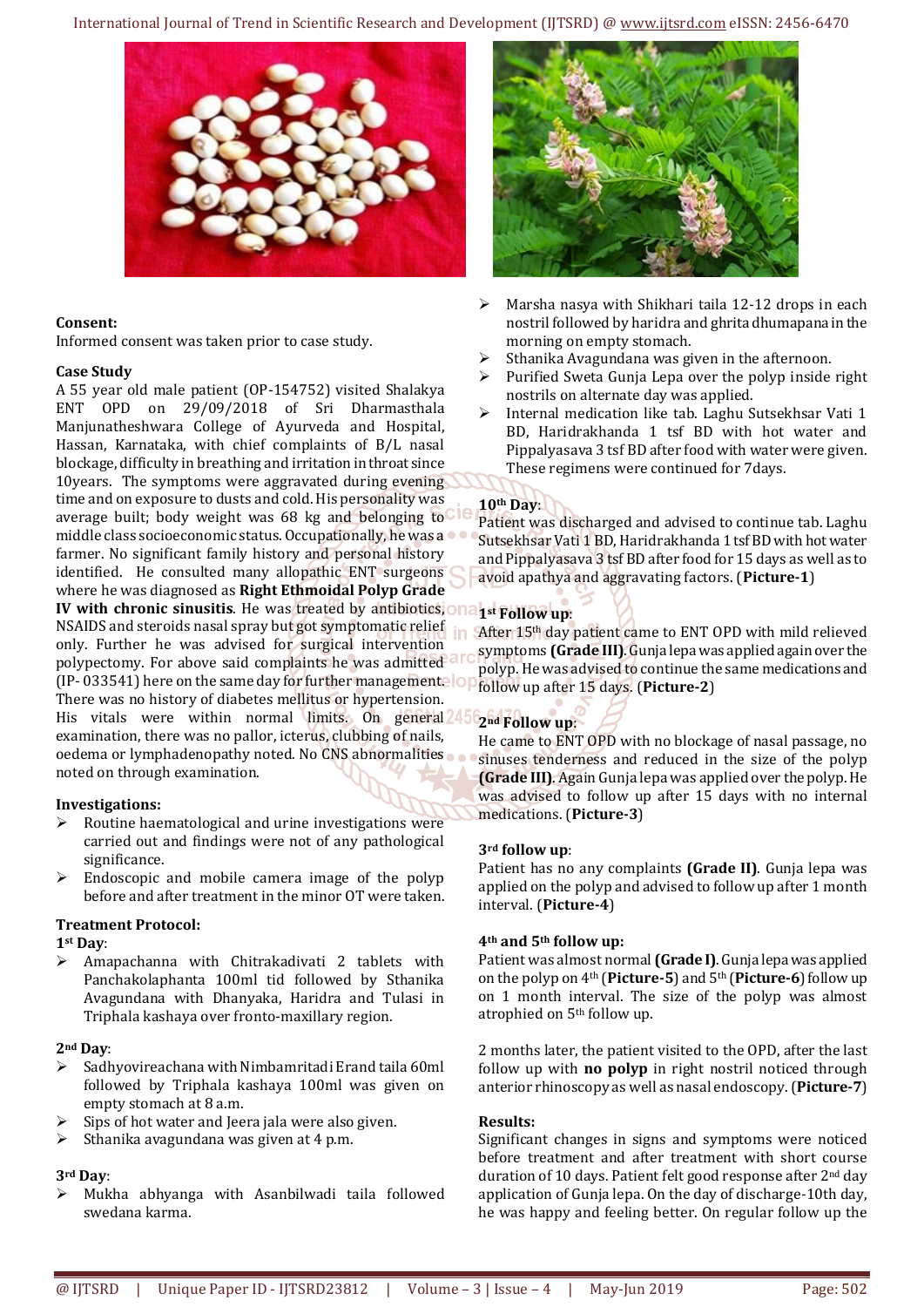**Consent:**
Informed consent was taken prior to case study.

**Case Study**
A 55 year old male patient (OP-154752) visited Shalakya ENT OPD on 29/09/2018 of Sri Dharmasthala Manjunatheshwara College of Ayurveda and Hospital, Hassan, Karnataka, with chief complaints of B/L nasal blockage, difficulty in breathing and irritation in throat since 10years. The symptoms were aggravated during evening time and on exposure to dusts and cold. His personality was average built; body weight was 68 kg and belonging to middle class socioeconomic status. Occupationally, he was a farmer. No significant family history and personal history identified. He consulted many allopathic ENT surgeons where he was diagnosed as **Right Ethmoidal Polyp Grade IV with chronic sinusitis**. He was treated by antibiotics, NSAIDS and steroids nasal spray but got symptomatic relief only. Further he was advised for surgical intervention polypectomy. For above said complaints he was admitted (IP- 033541) here on the same day for further management. There was no history of diabetes mellitus or hypertension. His vitals were within normal limits. On general examination, there was no pallor, icterus, clubbing of nails, oedema or lymphadenopathy noted. No CNS abnormalities noted on through examination.

**Investigations:**
- Routine haematological and urine investigations were carried out and findings were not of any pathological significance.
- Endoscopic and mobile camera image of the polyp before and after treatment in the minor OT were taken.

**Treatment Protocol:**

**1st Day**:
- Amapachanna with Chitrakadivati 2 tablets with Panchakolaphanta 100ml tid followed by Sthanika Avagundana with Dhanyaka, Haridra and Tulasi in Triphala kashaya over fronto-maxillary region.

**2nd Day**:
- Sadhyovireachana with Nimbamritadi Erand taila 60ml followed by Triphala kashaya 100ml was given on empty stomach at 8 a.m.
- Sips of hot water and Jeera jala were also given.
- Sthanika avagundana was given at 4 p.m.

**3rd Day**:
- Mukha abhyanga with Asanbilwadi taila followed swedana karma.
- Marsha nasya with Shikhari taila 12-12 drops in each nostril followed by haridra and ghrita dhumapana in the morning on empty stomach.
- Sthanika Avagundana was given in the afternoon.
- Purified Sweta Gunja Lepa over the polyp inside right nostrils on alternate day was applied.
- Internal medication like tab. Laghu Sutsekhsar Vati 1 BD, Haridrakhanda 1 tsf BD with hot water and Pippalyasava 3 tsf BD after food with water were given. These regimens were continued for 7days.

**10th Day**:
Patient was discharged and advised to continue tab. Laghu Sutsekhsar Vati 1 BD, Haridrakhanda 1 tsf BD with hot water and Pippalyasava 3 tsf BD after food for 15 days as well as to avoid apathya and aggravating factors. (**Picture-1**)

**1st Follow up**:
After 15th day patient came to ENT OPD with mild relieved symptoms **(Grade III)**. Gunja lepa was applied again over the polyp. He was advised to continue the same medications and follow up after 15 days. (**Picture-2**)

**2nd Follow up**:
He came to ENT OPD with no blockage of nasal passage, no sinuses tenderness and reduced in the size of the polyp **(Grade III)**. Again Gunja lepa was applied over the polyp. He was advised to follow up after 15 days with no internal medications. (**Picture-3**)

**3rd follow up**:
Patient has no any complaints **(Grade II)**. Gunja lepa was applied on the polyp and advised to follow up after 1 month interval. (**Picture-4**)

**4th and 5th follow up:**
Patient was almost normal **(Grade I)**. Gunja lepa was applied on the polyp on 4th (**Picture-5**) and 5th (**Picture-6**) follow up on 1 month interval. The size of the polyp was almost atrophied on 5th follow up.

2 months later, the patient visited to the OPD, after the last follow up with **no polyp** in right nostril noticed through anterior rhinoscopy as well as nasal endoscopy. (**Picture-7**)

**Results:**
Significant changes in signs and symptoms were noticed before treatment and after treatment with short course duration of 10 days. Patient felt good response after 2nd day application of Gunja lepa. On the day of discharge-10th day, he was happy and feeling better. On regular follow up the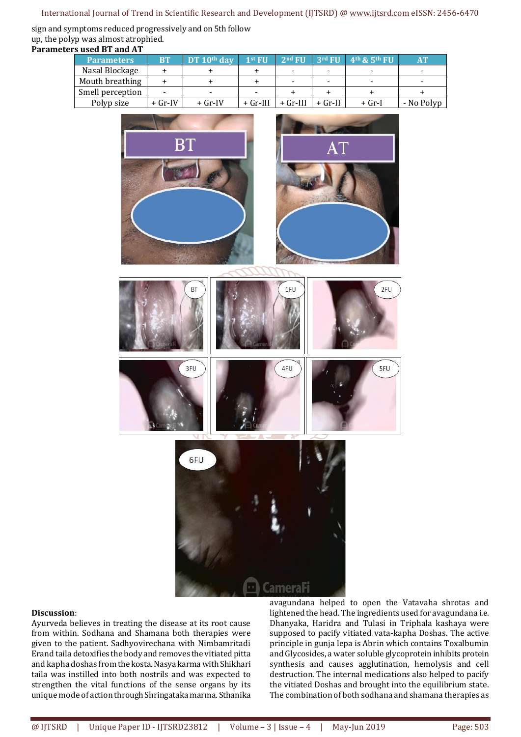sign and symptoms reduced progressively and on 5th follow up, the polyp was almost atrophied.

**Parameters used BT and AT**

| Parameters | BT | DT 10th day | 1st FU | 2nd FU | 3rd FU | 4th & 5th FU | AT |
|---|---|---|---|---|---|---|---|
| Nasal Blockage | + | + | + | - | - | - | - |
| Mouth breathing | + | + | + | - | - | - | - |
| Smell perception | - | - | - | + | + | + | + |
| Polyp size | + Gr-IV | + Gr-IV | + Gr-III | + Gr-III | + Gr-II | + Gr-I | - No Polyp |

**Discussion**:

Ayurveda believes in treating the disease at its root cause from within. Sodhana and Shamana both therapies were given to the patient. Sadhyovirechana with Nimbamritadi Erand taila detoxifies the body and removes the vitiated pitta and kapha doshas from the kosta. Nasya karma with Shikhari taila was instilled into both nostrils and was expected to strengthen the vital functions of the sense organs by its unique mode of action through Shringataka marma. Sthanika avagundana helped to open the Vatavaha shrotas and lightened the head. The ingredients used for avagundana i.e. Dhanyaka, Haridra and Tulasi in Triphala kashaya were supposed to pacify vitiated vata-kapha Doshas. The active principle in gunja lepa is Abrin which contains Toxalbumin and Glycosides, a water soluble glycoprotein inhibits protein synthesis and causes agglutination, hemolysis and cell destruction. The internal medications also helped to pacify the vitiated Doshas and brought into the equilibrium state. The combination of both sodhana and shamana therapies as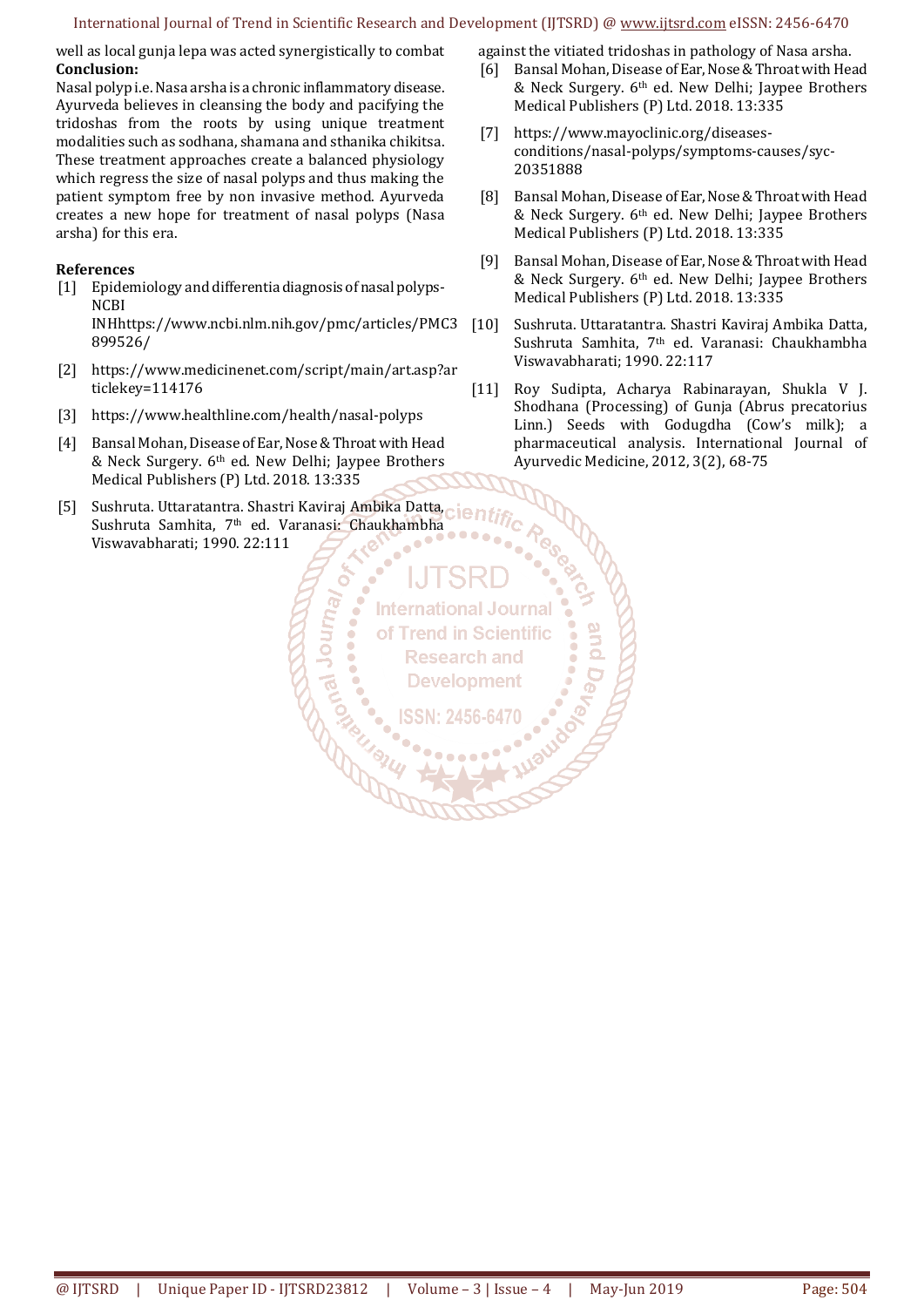well as local gunja lepa was acted synergistically to combat against the vitiated tridoshas in pathology of Nasa arsha.

**Conclusion:**

Nasal polyp i.e. Nasa arsha is a chronic inflammatory disease. Ayurveda believes in cleansing the body and pacifying the tridoshas from the roots by using unique treatment modalities such as sodhana, shamana and sthanika chikitsa. These treatment approaches create a balanced physiology which regress the size of nasal polyps and thus making the patient symptom free by non invasive method. Ayurveda creates a new hope for treatment of nasal polyps (Nasa arsha) for this era.

**References**

[1] Epidemiology and differentia diagnosis of nasal polyps-NCBI INHhttps://www.ncbi.nlm.nih.gov/pmc/articles/PMC3899526/

[2] https://www.medicinenet.com/script/main/art.asp?articlekey=114176

[3] https://www.healthline.com/health/nasal-polyps

[4] Bansal Mohan, Disease of Ear, Nose & Throat with Head & Neck Surgery. 6th ed. New Delhi; Jaypee Brothers Medical Publishers (P) Ltd. 2018. 13:335

[5] Sushruta. Uttaratantra. Shastri Kaviraj Ambika Datta, Sushruta Samhita, 7th ed. Varanasi: Chaukhambha Viswavabharati; 1990. 22:111

[6] Bansal Mohan, Disease of Ear, Nose & Throat with Head & Neck Surgery. 6th ed. New Delhi; Jaypee Brothers Medical Publishers (P) Ltd. 2018. 13:335

[7] https://www.mayoclinic.org/diseases-conditions/nasal-polyps/symptoms-causes/syc-20351888

[8] Bansal Mohan, Disease of Ear, Nose & Throat with Head & Neck Surgery. 6th ed. New Delhi; Jaypee Brothers Medical Publishers (P) Ltd. 2018. 13:335

[9] Bansal Mohan, Disease of Ear, Nose & Throat with Head & Neck Surgery. 6th ed. New Delhi; Jaypee Brothers Medical Publishers (P) Ltd. 2018. 13:335

[10] Sushruta. Uttaratantra. Shastri Kaviraj Ambika Datta, Sushruta Samhita, 7th ed. Varanasi: Chaukhambha Viswavabharati; 1990. 22:117

[11] Roy Sudipta, Acharya Rabinarayan, Shukla V J. Shodhana (Processing) of Gunja (Abrus precatorius Linn.) Seeds with Godugdha (Cow's milk); a pharmaceutical analysis. International Journal of Ayurvedic Medicine, 2012, 3(2), 68-75